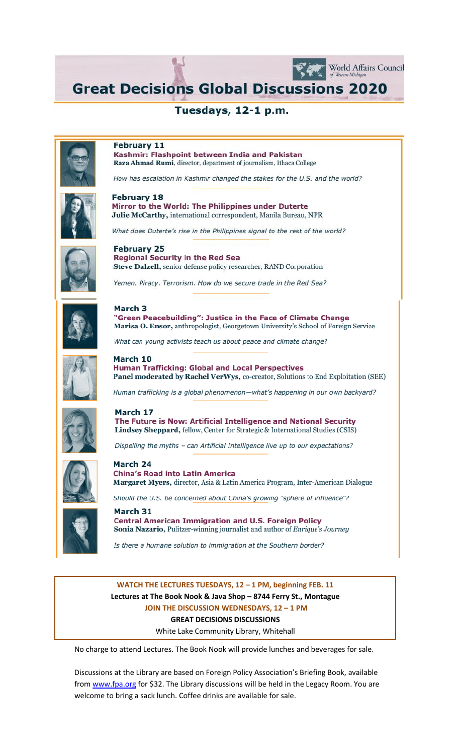World Affairs Council of Western Michigan

# Great Decisions Global Discussions 2020

## Tuesdays, 12-1 p.m.

**February 11**
**Kashmir: Flashpoint between India and Pakistan**
**Raza Ahmad Rumi**, director, department of journalism, Ithaca College

*How has escalation in Kashmir changed the stakes for the U.S. and the world?*

**February 18**
**Mirror to the World: The Philippines under Duterte**
**Julie McCarthy,** international correspondent, Manila Bureau, NPR

*What does Duterte's rise in the Philippines signal to the rest of the world?*

**February 25**
**Regional Security in the Red Sea**
**Steve Dalzell,** senior defense policy researcher, RAND Corporation

*Yemen. Piracy. Terrorism. How do we secure trade in the Red Sea?*

**March 3**
**"Green Peacebuilding": Justice in the Face of Climate Change**
**Marisa O. Ensor,** anthropologist, Georgetown University's School of Foreign Service

*What can young activists teach us about peace and climate change?*

**March 10**
**Human Trafficking: Global and Local Perspectives**
**Panel moderated by Rachel VerWys,** co-creator, Solutions to End Exploitation (SEE)

*Human trafficking is a global phenomenon—what's happening in our own backyard?*

**March 17**
**The Future is Now: Artificial Intelligence and National Security**
**Lindsey Sheppard,** fellow, Center for Strategic & International Studies (CSIS)

*Dispelling the myths – can Artificial Intelligence live up to our expectations?*

**March 24**
**China's Road into Latin America**
**Margaret Myers,** director, Asia & Latin America Program, Inter-American Dialogue

*Should the U.S. be concerned about China's growing "sphere of influence"?*

**March 31**
**Central American Immigration and U.S. Foreign Policy**
**Sonia Nazario,** Pulitzer-winning journalist and author of *Enrique's Journey*

*Is there a humane solution to immigration at the Southern border?*

**WATCH THE LECTURES TUESDAYS, 12 – 1 PM, beginning FEB. 11**
**Lectures at The Book Nook & Java Shop – 8744 Ferry St., Montague**
**JOIN THE DISCUSSION WEDNESDAYS, 12 – 1 PM**
**GREAT DECISIONS DISCUSSIONS**
White Lake Community Library, Whitehall

No charge to attend Lectures. The Book Nook will provide lunches and beverages for sale.

Discussions at the Library are based on Foreign Policy Association's Briefing Book, available from [www.fpa.org](http://www.fpa.org) for $32. The Library discussions will be held in the Legacy Room. You are welcome to bring a sack lunch. Coffee drinks are available for sale.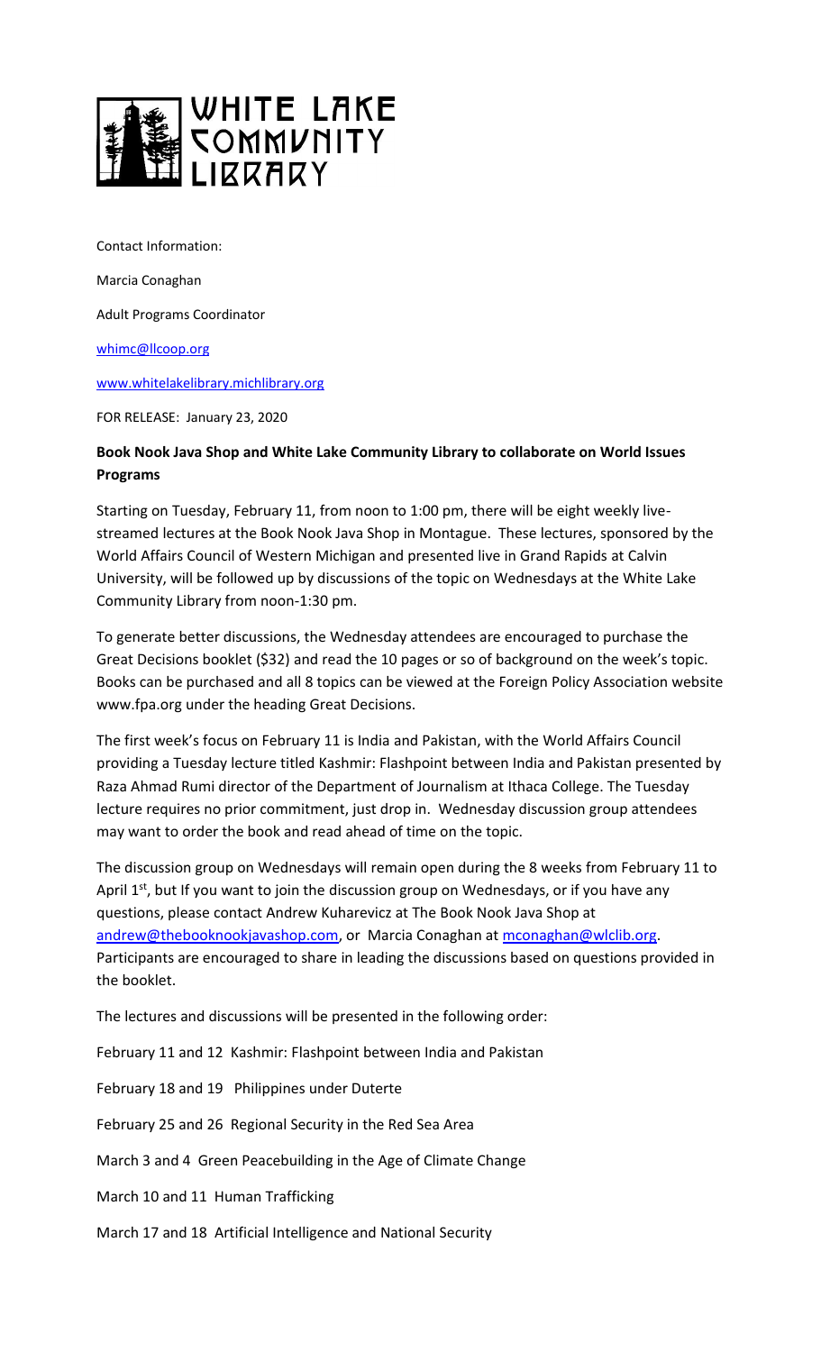WHITE LAKE COMMUNITY LIBRARY

Contact Information:

Marcia Conaghan

Adult Programs Coordinator

whimc@llcoop.org

www.whitelakelibrary.michlibrary.org

FOR RELEASE: January 23, 2020

**Book Nook Java Shop and White Lake Community Library to collaborate on World Issues Programs**

Starting on Tuesday, February 11, from noon to 1:00 pm, there will be eight weekly live-streamed lectures at the Book Nook Java Shop in Montague. These lectures, sponsored by the World Affairs Council of Western Michigan and presented live in Grand Rapids at Calvin University, will be followed up by discussions of the topic on Wednesdays at the White Lake Community Library from noon-1:30 pm.

To generate better discussions, the Wednesday attendees are encouraged to purchase the Great Decisions booklet ($32) and read the 10 pages or so of background on the week's topic. Books can be purchased and all 8 topics can be viewed at the Foreign Policy Association website www.fpa.org under the heading Great Decisions.

The first week's focus on February 11 is India and Pakistan, with the World Affairs Council providing a Tuesday lecture titled Kashmir: Flashpoint between India and Pakistan presented by Raza Ahmad Rumi director of the Department of Journalism at Ithaca College. The Tuesday lecture requires no prior commitment, just drop in. Wednesday discussion group attendees may want to order the book and read ahead of time on the topic.

The discussion group on Wednesdays will remain open during the 8 weeks from February 11 to April 1st, but If you want to join the discussion group on Wednesdays, or if you have any questions, please contact Andrew Kuharevicz at The Book Nook Java Shop at andrew@thebooknookjavashop.com, or Marcia Conaghan at mconaghan@wlclib.org. Participants are encouraged to share in leading the discussions based on questions provided in the booklet.

The lectures and discussions will be presented in the following order:

February 11 and 12 Kashmir: Flashpoint between India and Pakistan

February 18 and 19 Philippines under Duterte

February 25 and 26 Regional Security in the Red Sea Area

March 3 and 4 Green Peacebuilding in the Age of Climate Change

March 10 and 11 Human Trafficking

March 17 and 18 Artificial Intelligence and National Security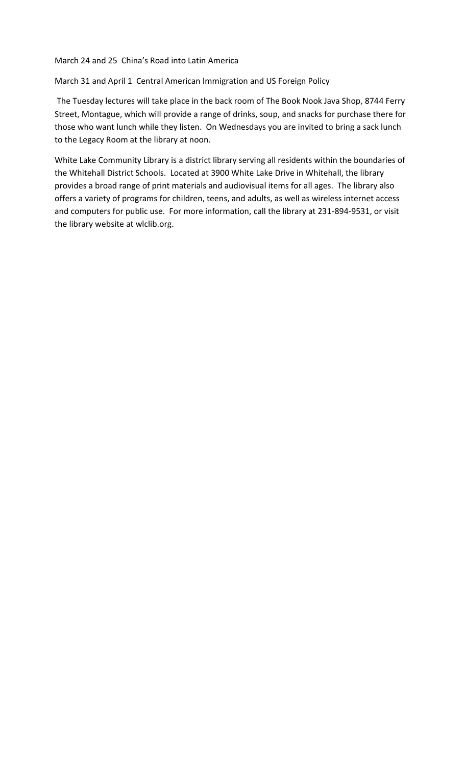March 24 and 25  China's Road into Latin America

March 31 and April 1  Central American Immigration and US Foreign Policy

The Tuesday lectures will take place in the back room of The Book Nook Java Shop, 8744 Ferry Street, Montague, which will provide a range of drinks, soup, and snacks for purchase there for those who want lunch while they listen.  On Wednesdays you are invited to bring a sack lunch to the Legacy Room at the library at noon.

White Lake Community Library is a district library serving all residents within the boundaries of the Whitehall District Schools.  Located at 3900 White Lake Drive in Whitehall, the library provides a broad range of print materials and audiovisual items for all ages.  The library also offers a variety of programs for children, teens, and adults, as well as wireless internet access and computers for public use.  For more information, call the library at 231-894-9531, or visit the library website at wlclib.org.